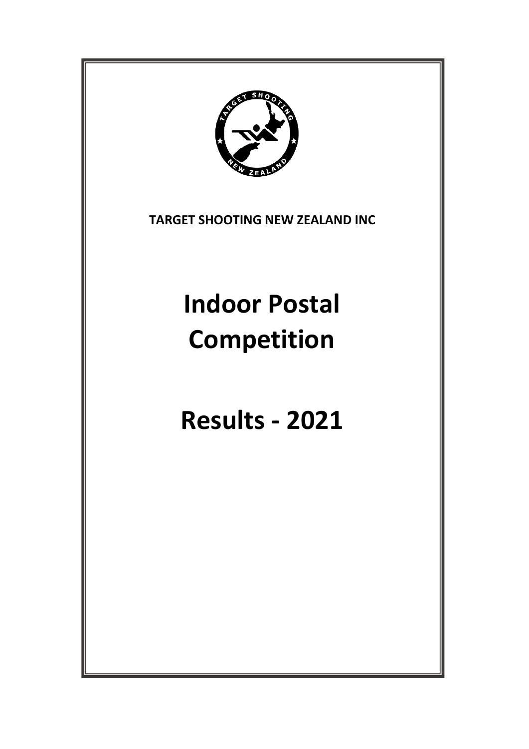**TARGET SHOOTING NEW ZEALAND INC**

# Indoor Postal Competition

# Results - 2021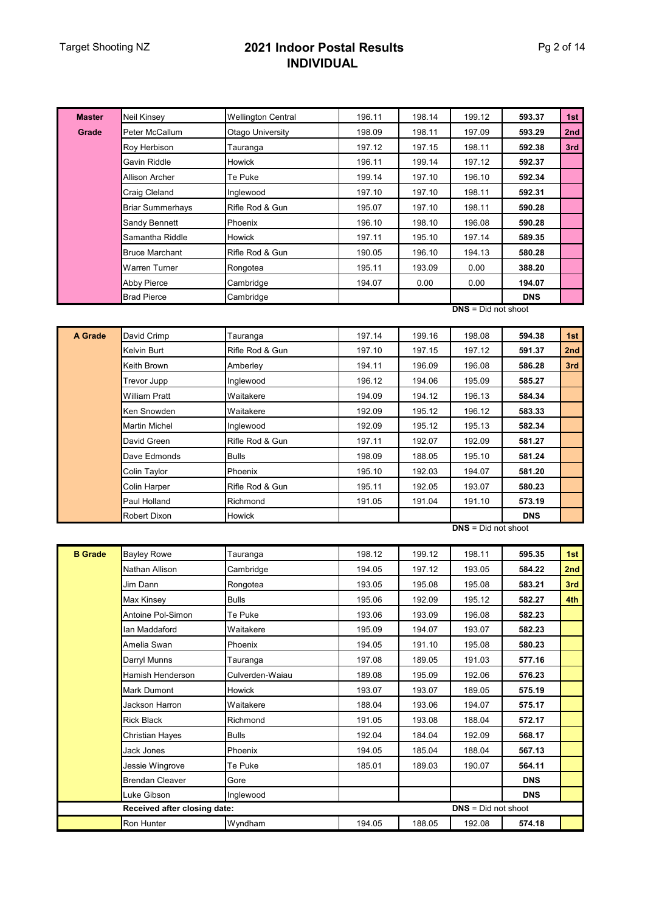# 2021 Indoor Postal Results
## INDIVIDUAL

| Grade | Name | Club | Card 1 | Card 2 | Card 3 | Total | Place |
|---|---|---|---|---|---|---|---|
| **Master Grade** | Neil Kinsey | Wellington Central | 196.11 | 198.14 | 199.12 | **593.37** | **1st** |
| | Peter McCallum | Otago University | 198.09 | 198.11 | 197.09 | **593.29** | **2nd** |
| | Roy Herbison | Tauranga | 197.12 | 197.15 | 198.11 | **592.38** | **3rd** |
| | Gavin Riddle | Howick | 196.11 | 199.14 | 197.12 | **592.37** | |
| | Allison Archer | Te Puke | 199.14 | 197.10 | 196.10 | **592.34** | |
| | Craig Cleland | Inglewood | 197.10 | 197.10 | 198.11 | **592.31** | |
| | Briar Summerhays | Rifle Rod & Gun | 195.07 | 197.10 | 198.11 | **590.28** | |
| | Sandy Bennett | Phoenix | 196.10 | 198.10 | 196.08 | **590.28** | |
| | Samantha Riddle | Howick | 197.11 | 195.10 | 197.14 | **589.35** | |
| | Bruce Marchant | Rifle Rod & Gun | 190.05 | 196.10 | 194.13 | **580.28** | |
| | Warren Turner | Rongotea | 195.11 | 193.09 | 0.00 | **388.20** | |
| | Abby Pierce | Cambridge | 194.07 | 0.00 | 0.00 | **194.07** | |
| | Brad Pierce | Cambridge | | | | **DNS** | |

**DNS** = Did not shoot

| Grade | Name | Club | Card 1 | Card 2 | Card 3 | Total | Place |
|---|---|---|---|---|---|---|---|
| **A Grade** | David Crimp | Tauranga | 197.14 | 199.16 | 198.08 | **594.38** | **1st** |
| | Kelvin Burt | Rifle Rod & Gun | 197.10 | 197.15 | 197.12 | **591.37** | **2nd** |
| | Keith Brown | Amberley | 194.11 | 196.09 | 196.08 | **586.28** | **3rd** |
| | Trevor Jupp | Inglewood | 196.12 | 194.06 | 195.09 | **585.27** | |
| | William Pratt | Waitakere | 194.09 | 194.12 | 196.13 | **584.34** | |
| | Ken Snowden | Waitakere | 192.09 | 195.12 | 196.12 | **583.33** | |
| | Martin Michel | Inglewood | 192.09 | 195.12 | 195.13 | **582.34** | |
| | David Green | Rifle Rod & Gun | 197.11 | 192.07 | 192.09 | **581.27** | |
| | Dave Edmonds | Bulls | 198.09 | 188.05 | 195.10 | **581.24** | |
| | Colin Taylor | Phoenix | 195.10 | 192.03 | 194.07 | **581.20** | |
| | Colin Harper | Rifle Rod & Gun | 195.11 | 192.05 | 193.07 | **580.23** | |
| | Paul Holland | Richmond | 191.05 | 191.04 | 191.10 | **573.19** | |
| | Robert Dixon | Howick | | | | **DNS** | |

**DNS** = Did not shoot

| Grade | Name | Club | Card 1 | Card 2 | Card 3 | Total | Place |
|---|---|---|---|---|---|---|---|
| **B Grade** | Bayley Rowe | Tauranga | 198.12 | 199.12 | 198.11 | **595.35** | **1st** |
| | Nathan Allison | Cambridge | 194.05 | 197.12 | 193.05 | **584.22** | **2nd** |
| | Jim Dann | Rongotea | 193.05 | 195.08 | 195.08 | **583.21** | **3rd** |
| | Max Kinsey | Bulls | 195.06 | 192.09 | 195.12 | **582.27** | **4th** |
| | Antoine Pol-Simon | Te Puke | 193.06 | 193.09 | 196.08 | **582.23** | |
| | Ian Maddaford | Waitakere | 195.09 | 194.07 | 193.07 | **582.23** | |
| | Amelia Swan | Phoenix | 194.05 | 191.10 | 195.08 | **580.23** | |
| | Darryl Munns | Tauranga | 197.08 | 189.05 | 191.03 | **577.16** | |
| | Hamish Henderson | Culverden-Waiau | 189.08 | 195.09 | 192.06 | **576.23** | |
| | Mark Dumont | Howick | 193.07 | 193.07 | 189.05 | **575.19** | |
| | Jackson Harron | Waitakere | 188.04 | 193.06 | 194.07 | **575.17** | |
| | Rick Black | Richmond | 191.05 | 193.08 | 188.04 | **572.17** | |
| | Christian Hayes | Bulls | 192.04 | 184.04 | 192.09 | **568.17** | |
| | Jack Jones | Phoenix | 194.05 | 185.04 | 188.04 | **567.13** | |
| | Jessie Wingrove | Te Puke | 185.01 | 189.03 | 190.07 | **564.11** | |
| | Brendan Cleaver | Gore | | | | **DNS** | |
| | Luke Gibson | Inglewood | | | | **DNS** | |
| | **Received after closing date:** | | | | **DNS** = Did not shoot | | |
| | Ron Hunter | Wyndham | 194.05 | 188.05 | 192.08 | **574.18** | |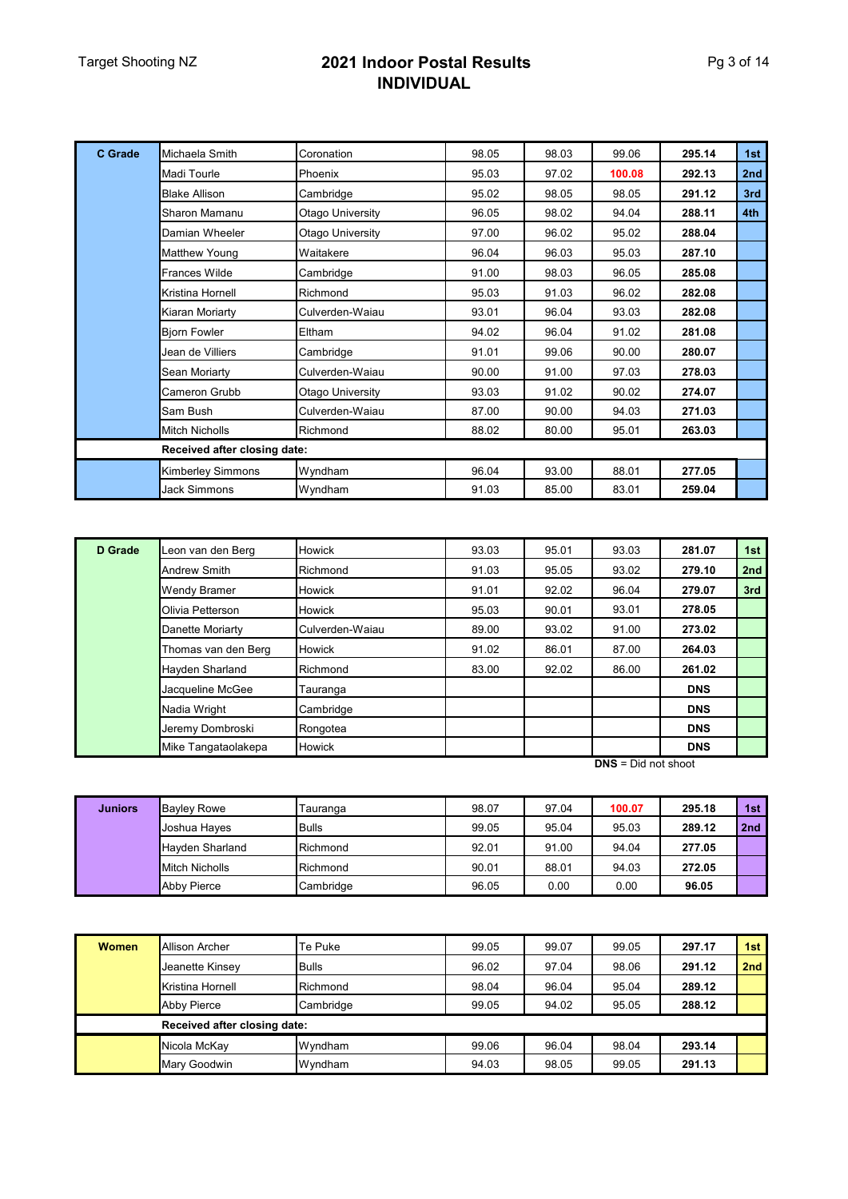# 2021 Indoor Postal Results
## INDIVIDUAL

| C Grade | | | | | | | |
|---|---|---|---|---|---|---|---|
| | Michaela Smith | Coronation | 98.05 | 98.03 | 99.06 | **295.14** | **1st** |
| | Madi Tourle | Phoenix | 95.03 | 97.02 | **100.08** | **292.13** | **2nd** |
| | Blake Allison | Cambridge | 95.02 | 98.05 | 98.05 | **291.12** | **3rd** |
| | Sharon Mamanu | Otago University | 96.05 | 98.02 | 94.04 | **288.11** | **4th** |
| | Damian Wheeler | Otago University | 97.00 | 96.02 | 95.02 | **288.04** | |
| | Matthew Young | Waitakere | 96.04 | 96.03 | 95.03 | **287.10** | |
| | Frances Wilde | Cambridge | 91.00 | 98.03 | 96.05 | **285.08** | |
| | Kristina Hornell | Richmond | 95.03 | 91.03 | 96.02 | **282.08** | |
| | Kiaran Moriarty | Culverden-Waiau | 93.01 | 96.04 | 93.03 | **282.08** | |
| | Bjorn Fowler | Eltham | 94.02 | 96.04 | 91.02 | **281.08** | |
| | Jean de Villiers | Cambridge | 91.01 | 99.06 | 90.00 | **280.07** | |
| | Sean Moriarty | Culverden-Waiau | 90.00 | 91.00 | 97.03 | **278.03** | |
| | Cameron Grubb | Otago University | 93.03 | 91.02 | 90.02 | **274.07** | |
| | Sam Bush | Culverden-Waiau | 87.00 | 90.00 | 94.03 | **271.03** | |
| | Mitch Nicholls | Richmond | 88.02 | 80.00 | 95.01 | **263.03** | |
| | **Received after closing date:** | | | | | | |
| | Kimberley Simmons | Wyndham | 96.04 | 93.00 | 88.01 | **277.05** | |
| | Jack Simmons | Wyndham | 91.03 | 85.00 | 83.01 | **259.04** | |

| D Grade | | | | | | | |
|---|---|---|---|---|---|---|---|
| | Leon van den Berg | Howick | 93.03 | 95.01 | 93.03 | **281.07** | **1st** |
| | Andrew Smith | Richmond | 91.03 | 95.05 | 93.02 | **279.10** | **2nd** |
| | Wendy Bramer | Howick | 91.01 | 92.02 | 96.04 | **279.07** | **3rd** |
| | Olivia Petterson | Howick | 95.03 | 90.01 | 93.01 | **278.05** | |
| | Danette Moriarty | Culverden-Waiau | 89.00 | 93.02 | 91.00 | **273.02** | |
| | Thomas van den Berg | Howick | 91.02 | 86.01 | 87.00 | **264.03** | |
| | Hayden Sharland | Richmond | 83.00 | 92.02 | 86.00 | **261.02** | |
| | Jacqueline McGee | Tauranga | | | | **DNS** | |
| | Nadia Wright | Cambridge | | | | **DNS** | |
| | Jeremy Dombroski | Rongotea | | | | **DNS** | |
| | Mike Tangataolakepa | Howick | | | | **DNS** | |

**DNS** = Did not shoot

| Juniors | | | | | | | |
|---|---|---|---|---|---|---|---|
| | Bayley Rowe | Tauranga | 98.07 | 97.04 | **100.07** | **295.18** | **1st** |
| | Joshua Hayes | Bulls | 99.05 | 95.04 | 95.03 | **289.12** | **2nd** |
| | Hayden Sharland | Richmond | 92.01 | 91.00 | 94.04 | **277.05** | |
| | Mitch Nicholls | Richmond | 90.01 | 88.01 | 94.03 | **272.05** | |
| | Abby Pierce | Cambridge | 96.05 | 0.00 | 0.00 | **96.05** | |

| Women | | | | | | | |
|---|---|---|---|---|---|---|---|
| | Allison Archer | Te Puke | 99.05 | 99.07 | 99.05 | **297.17** | **1st** |
| | Jeanette Kinsey | Bulls | 96.02 | 97.04 | 98.06 | **291.12** | **2nd** |
| | Kristina Hornell | Richmond | 98.04 | 96.04 | 95.04 | **289.12** | |
| | Abby Pierce | Cambridge | 99.05 | 94.02 | 95.05 | **288.12** | |
| | **Received after closing date:** | | | | | | |
| | Nicola McKay | Wyndham | 99.06 | 96.04 | 98.04 | **293.14** | |
| | Mary Goodwin | Wyndham | 94.03 | 98.05 | 99.05 | **291.13** | |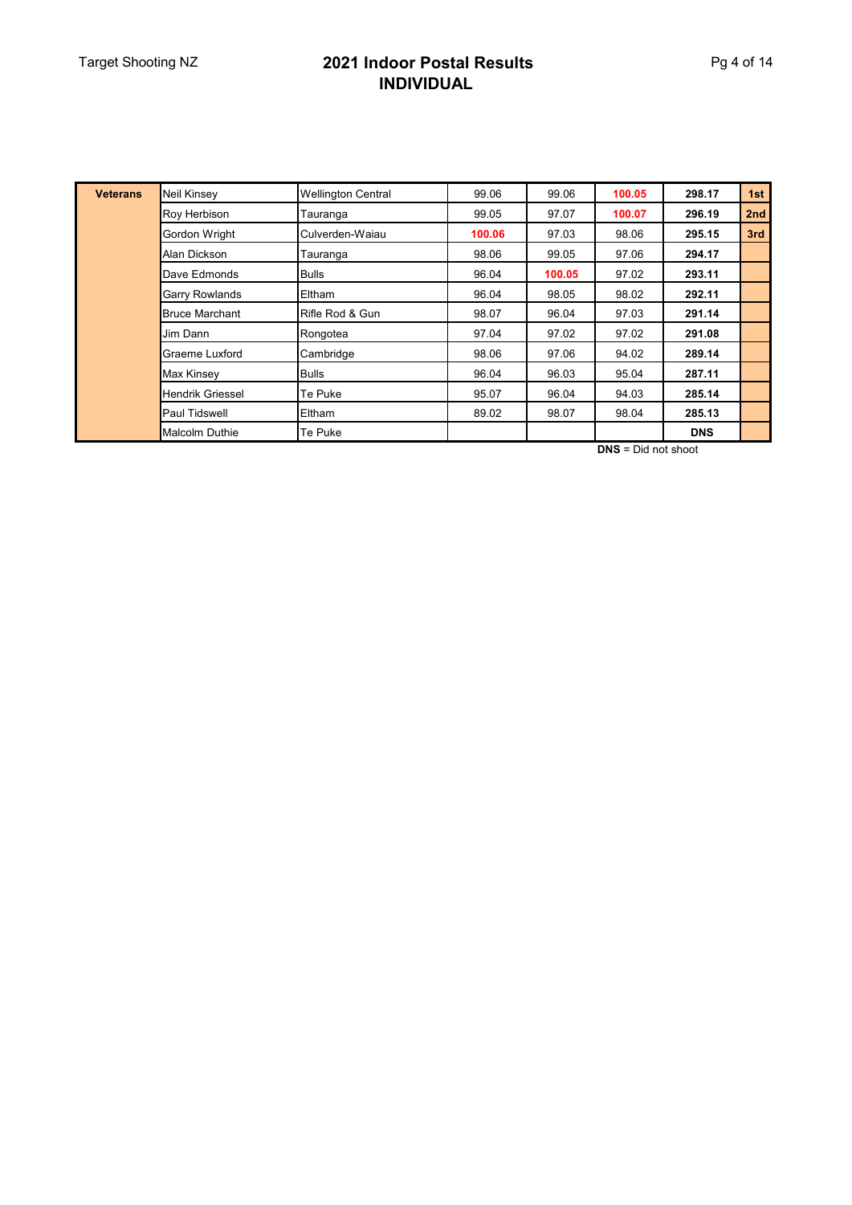# 2021 Indoor Postal Results
## INDIVIDUAL

| Veterans | | | | | | | |
|---|---|---|---|---|---|---|---|
| | Neil Kinsey | Wellington Central | 99.06 | 99.06 | **100.05** | **298.17** | **1st** |
| | Roy Herbison | Tauranga | 99.05 | 97.07 | **100.07** | **296.19** | **2nd** |
| | Gordon Wright | Culverden-Waiau | **100.06** | 97.03 | 98.06 | **295.15** | **3rd** |
| | Alan Dickson | Tauranga | 98.06 | 99.05 | 97.06 | **294.17** | |
| | Dave Edmonds | Bulls | 96.04 | **100.05** | 97.02 | **293.11** | |
| | Garry Rowlands | Eltham | 96.04 | 98.05 | 98.02 | **292.11** | |
| | Bruce Marchant | Rifle Rod & Gun | 98.07 | 96.04 | 97.03 | **291.14** | |
| | Jim Dann | Rongotea | 97.04 | 97.02 | 97.02 | **291.08** | |
| | Graeme Luxford | Cambridge | 98.06 | 97.06 | 94.02 | **289.14** | |
| | Max Kinsey | Bulls | 96.04 | 96.03 | 95.04 | **287.11** | |
| | Hendrik Griessel | Te Puke | 95.07 | 96.04 | 94.03 | **285.14** | |
| | Paul Tidswell | Eltham | 89.02 | 98.07 | 98.04 | **285.13** | |
| | Malcolm Duthie | Te Puke | | | | **DNS** | |

**DNS** = Did not shoot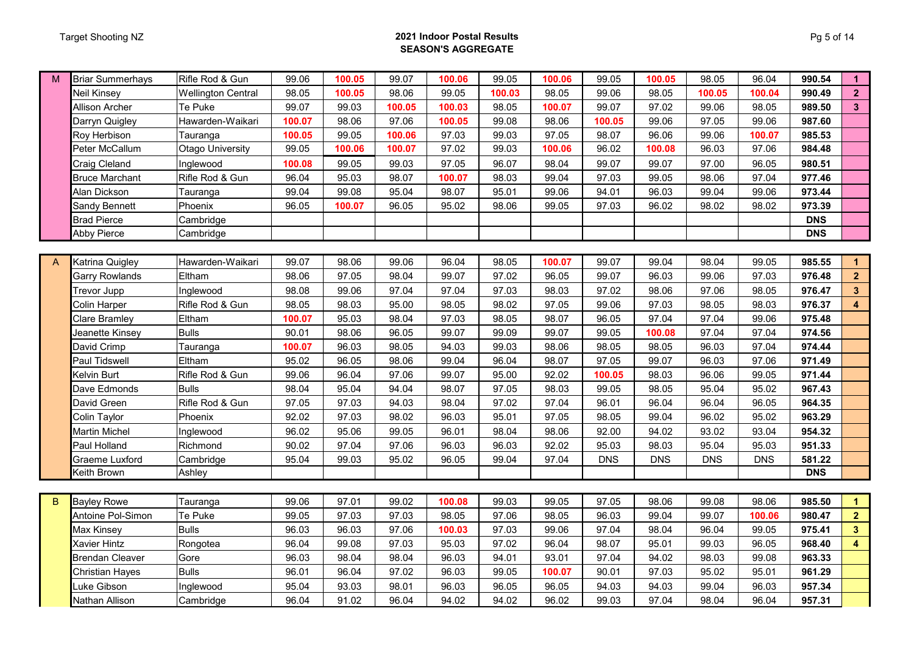# 2021 Indoor Postal Results

## SEASON'S AGGREGATE

| Grade | Name | Club | 1 | 2 | 3 | 4 | 5 | 6 | 7 | 8 | 9 | 10 | Total | Place |
|---|---|---|---|---|---|---|---|---|---|---|---|---|---|---|
| M | Briar Summerhays | Rifle Rod & Gun | 99.06 | **100.05** | 99.07 | **100.06** | 99.05 | **100.06** | 99.05 | **100.05** | 98.05 | 96.04 | **990.54** | **1** |
| | Neil Kinsey | Wellington Central | 98.05 | **100.05** | 98.06 | 99.05 | **100.03** | 98.05 | 99.06 | 98.05 | **100.05** | **100.04** | **990.49** | **2** |
| | Allison Archer | Te Puke | 99.07 | 99.03 | **100.05** | **100.03** | 98.05 | **100.07** | 99.07 | 97.02 | 99.06 | 98.05 | **989.50** | **3** |
| | Darryn Quigley | Hawarden-Waikari | **100.07** | 98.06 | 97.06 | **100.05** | 99.08 | 98.06 | **100.05** | 99.06 | 97.05 | 99.06 | **987.60** | |
| | Roy Herbison | Tauranga | **100.05** | 99.05 | **100.06** | 97.03 | 99.03 | 97.05 | 98.07 | 96.06 | 99.06 | **100.07** | **985.53** | |
| | Peter McCallum | Otago University | 99.05 | **100.06** | **100.07** | 97.02 | 99.03 | **100.06** | 96.02 | **100.08** | 96.03 | 97.06 | **984.48** | |
| | Craig Cleland | Inglewood | **100.08** | 99.05 | 99.03 | 97.05 | 96.07 | 98.04 | 99.07 | 99.07 | 97.00 | 96.05 | **980.51** | |
| | Bruce Marchant | Rifle Rod & Gun | 96.04 | 95.03 | 98.07 | **100.07** | 98.03 | 99.04 | 97.03 | 99.05 | 98.06 | 97.04 | **977.46** | |
| | Alan Dickson | Tauranga | 99.04 | 99.08 | 95.04 | 98.07 | 95.01 | 99.06 | 94.01 | 96.03 | 99.04 | 99.06 | **973.44** | |
| | Sandy Bennett | Phoenix | 96.05 | **100.07** | 96.05 | 95.02 | 98.06 | 99.05 | 97.03 | 96.02 | 98.02 | 98.02 | **973.39** | |
| | Brad Pierce | Cambridge | | | | | | | | | | | **DNS** | |
| | Abby Pierce | Cambridge | | | | | | | | | | | **DNS** | |
| A | Katrina Quigley | Hawarden-Waikari | 99.07 | 98.06 | 99.06 | 96.04 | 98.05 | **100.07** | 99.07 | 99.04 | 98.04 | 99.05 | **985.55** | **1** |
| | Garry Rowlands | Eltham | 98.06 | 97.05 | 98.04 | 99.07 | 97.02 | 96.05 | 99.07 | 96.03 | 99.06 | 97.03 | **976.48** | **2** |
| | Trevor Jupp | Inglewood | 98.08 | 99.06 | 97.04 | 97.04 | 97.03 | 98.03 | 97.02 | 98.06 | 97.06 | 98.05 | **976.47** | **3** |
| | Colin Harper | Rifle Rod & Gun | 98.05 | 98.03 | 95.00 | 98.05 | 98.02 | 97.05 | 99.06 | 97.03 | 98.05 | 98.03 | **976.37** | **4** |
| | Clare Bramley | Eltham | **100.07** | 95.03 | 98.04 | 97.03 | 98.05 | 98.07 | 96.05 | 97.04 | 97.04 | 99.06 | **975.48** | |
| | Jeanette Kinsey | Bulls | 90.01 | 98.06 | 96.05 | 99.07 | 99.09 | 99.07 | 99.05 | **100.08** | 97.04 | 97.04 | **974.56** | |
| | David Crimp | Tauranga | **100.07** | 96.03 | 98.05 | 94.03 | 99.03 | 98.06 | 98.05 | 98.05 | 96.03 | 97.04 | **974.44** | |
| | Paul Tidswell | Eltham | 95.02 | 96.05 | 98.06 | 99.04 | 96.04 | 98.07 | 97.05 | 99.07 | 96.03 | 97.06 | **971.49** | |
| | Kelvin Burt | Rifle Rod & Gun | 99.06 | 96.04 | 97.06 | 99.07 | 95.00 | 92.02 | **100.05** | 98.03 | 96.06 | 99.05 | **971.44** | |
| | Dave Edmonds | Bulls | 98.04 | 95.04 | 94.04 | 98.07 | 97.05 | 98.03 | 99.05 | 98.05 | 95.04 | 95.02 | **967.43** | |
| | David Green | Rifle Rod & Gun | 97.05 | 97.03 | 94.03 | 98.04 | 97.02 | 97.04 | 96.01 | 96.04 | 96.04 | 96.05 | **964.35** | |
| | Colin Taylor | Phoenix | 92.02 | 97.03 | 98.02 | 96.03 | 95.01 | 97.05 | 98.05 | 99.04 | 96.02 | 95.02 | **963.29** | |
| | Martin Michel | Inglewood | 96.02 | 95.06 | 99.05 | 96.01 | 98.04 | 98.06 | 92.00 | 94.02 | 93.02 | 93.04 | **954.32** | |
| | Paul Holland | Richmond | 90.02 | 97.04 | 97.06 | 96.03 | 96.03 | 92.02 | 95.03 | 98.03 | 95.04 | 95.03 | **951.33** | |
| | Graeme Luxford | Cambridge | 95.04 | 99.03 | 95.02 | 96.05 | 99.04 | 97.04 | DNS | DNS | DNS | DNS | **581.22** | |
| | Keith Brown | Ashley | | | | | | | | | | | **DNS** | |
| B | Bayley Rowe | Tauranga | 99.06 | 97.01 | 99.02 | **100.08** | 99.03 | 99.05 | 97.05 | 98.06 | 99.08 | 98.06 | **985.50** | **1** |
| | Antoine Pol-Simon | Te Puke | 99.05 | 97.03 | 97.03 | 98.05 | 97.06 | 98.05 | 96.03 | 99.04 | 99.07 | **100.06** | **980.47** | **2** |
| | Max Kinsey | Bulls | 96.03 | 96.03 | 97.06 | **100.03** | 97.03 | 99.06 | 97.04 | 98.04 | 96.04 | 99.05 | **975.41** | **3** |
| | Xavier Hintz | Rongotea | 96.04 | 99.08 | 97.03 | 95.03 | 97.02 | 96.04 | 98.07 | 95.01 | 99.03 | 96.05 | **968.40** | **4** |
| | Brendan Cleaver | Gore | 96.03 | 98.04 | 98.04 | 96.03 | 94.01 | 93.01 | 97.04 | 94.02 | 98.03 | 99.08 | **963.33** | |
| | Christian Hayes | Bulls | 96.01 | 96.04 | 97.02 | 96.03 | 99.05 | **100.07** | 90.01 | 97.03 | 95.02 | 95.01 | **961.29** | |
| | Luke Gibson | Inglewood | 95.04 | 93.03 | 98.01 | 96.03 | 96.05 | 96.05 | 94.03 | 94.03 | 99.04 | 96.03 | **957.34** | |
| | Nathan Allison | Cambridge | 96.04 | 91.02 | 96.04 | 94.02 | 94.02 | 96.02 | 99.03 | 97.04 | 98.04 | 96.04 | **957.31** | |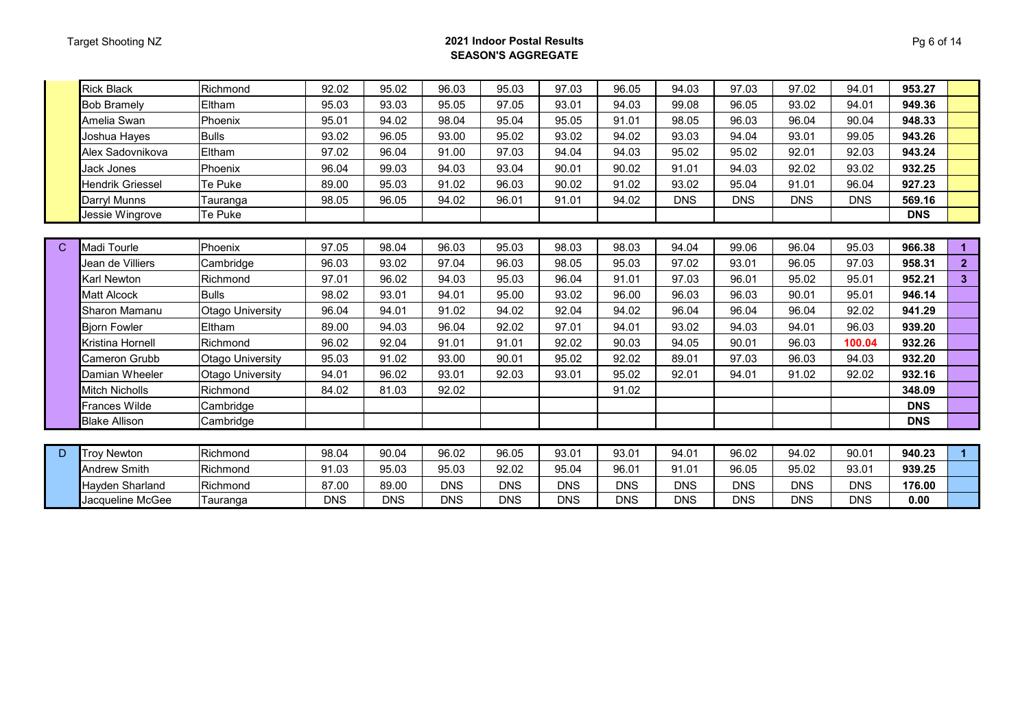# 2021 Indoor Postal Results

## SEASON'S AGGREGATE

| | | | | | | | | | | | | | | |
|---|---|---|---|---|---|---|---|---|---|---|---|---|---|---|
| | Rick Black | Richmond | 92.02 | 95.02 | 96.03 | 95.03 | 97.03 | 96.05 | 94.03 | 97.03 | 97.02 | 94.01 | **953.27** | |
| | Bob Bramely | Eltham | 95.03 | 93.03 | 95.05 | 97.05 | 93.01 | 94.03 | 99.08 | 96.05 | 93.02 | 94.01 | **949.36** | |
| | Amelia Swan | Phoenix | 95.01 | 94.02 | 98.04 | 95.04 | 95.05 | 91.01 | 98.05 | 96.03 | 96.04 | 90.04 | **948.33** | |
| | Joshua Hayes | Bulls | 93.02 | 96.05 | 93.00 | 95.02 | 93.02 | 94.02 | 93.03 | 94.04 | 93.01 | 99.05 | **943.26** | |
| | Alex Sadovnikova | Eltham | 97.02 | 96.04 | 91.00 | 97.03 | 94.04 | 94.03 | 95.02 | 95.02 | 92.01 | 92.03 | **943.24** | |
| | Jack Jones | Phoenix | 96.04 | 99.03 | 94.03 | 93.04 | 90.01 | 90.02 | 91.01 | 94.03 | 92.02 | 93.02 | **932.25** | |
| | Hendrik Griessel | Te Puke | 89.00 | 95.03 | 91.02 | 96.03 | 90.02 | 91.02 | 93.02 | 95.04 | 91.01 | 96.04 | **927.23** | |
| | Darryl Munns | Tauranga | 98.05 | 96.05 | 94.02 | 96.01 | 91.01 | 94.02 | DNS | DNS | DNS | DNS | **569.16** | |
| | Jessie Wingrove | Te Puke | | | | | | | | | | | **DNS** | |

| | | | | | | | | | | | | | | |
|---|---|---|---|---|---|---|---|---|---|---|---|---|---|---|
| C | Madi Tourle | Phoenix | 97.05 | 98.04 | 96.03 | 95.03 | 98.03 | 98.03 | 94.04 | 99.06 | 96.04 | 95.03 | **966.38** | **1** |
| | Jean de Villiers | Cambridge | 96.03 | 93.02 | 97.04 | 96.03 | 98.05 | 95.03 | 97.02 | 93.01 | 96.05 | 97.03 | **958.31** | **2** |
| | Karl Newton | Richmond | 97.01 | 96.02 | 94.03 | 95.03 | 96.04 | 91.01 | 97.03 | 96.01 | 95.02 | 95.01 | **952.21** | **3** |
| | Matt Alcock | Bulls | 98.02 | 93.01 | 94.01 | 95.00 | 93.02 | 96.00 | 96.03 | 96.03 | 90.01 | 95.01 | **946.14** | |
| | Sharon Mamanu | Otago University | 96.04 | 94.01 | 91.02 | 94.02 | 92.04 | 94.02 | 96.04 | 96.04 | 96.04 | 92.02 | **941.29** | |
| | Bjorn Fowler | Eltham | 89.00 | 94.03 | 96.04 | 92.02 | 97.01 | 94.01 | 93.02 | 94.03 | 94.01 | 96.03 | **939.20** | |
| | Kristina Hornell | Richmond | 96.02 | 92.04 | 91.01 | 91.01 | 92.02 | 90.03 | 94.05 | 90.01 | 96.03 | **100.04** | **932.26** | |
| | Cameron Grubb | Otago University | 95.03 | 91.02 | 93.00 | 90.01 | 95.02 | 92.02 | 89.01 | 97.03 | 96.03 | 94.03 | **932.20** | |
| | Damian Wheeler | Otago University | 94.01 | 96.02 | 93.01 | 92.03 | 93.01 | 95.02 | 92.01 | 94.01 | 91.02 | 92.02 | **932.16** | |
| | Mitch Nicholls | Richmond | 84.02 | 81.03 | 92.02 | | | 91.02 | | | | | **348.09** | |
| | Frances Wilde | Cambridge | | | | | | | | | | | **DNS** | |
| | Blake Allison | Cambridge | | | | | | | | | | | **DNS** | |

| | | | | | | | | | | | | | | |
|---|---|---|---|---|---|---|---|---|---|---|---|---|---|---|
| D | Troy Newton | Richmond | 98.04 | 90.04 | 96.02 | 96.05 | 93.01 | 93.01 | 94.01 | 96.02 | 94.02 | 90.01 | **940.23** | **1** |
| | Andrew Smith | Richmond | 91.03 | 95.03 | 95.03 | 92.02 | 95.04 | 96.01 | 91.01 | 96.05 | 95.02 | 93.01 | **939.25** | |
| | Hayden Sharland | Richmond | 87.00 | 89.00 | DNS | DNS | DNS | DNS | DNS | DNS | DNS | DNS | **176.00** | |
| | Jacqueline McGee | Tauranga | DNS | DNS | DNS | DNS | DNS | DNS | DNS | DNS | DNS | DNS | **0.00** | |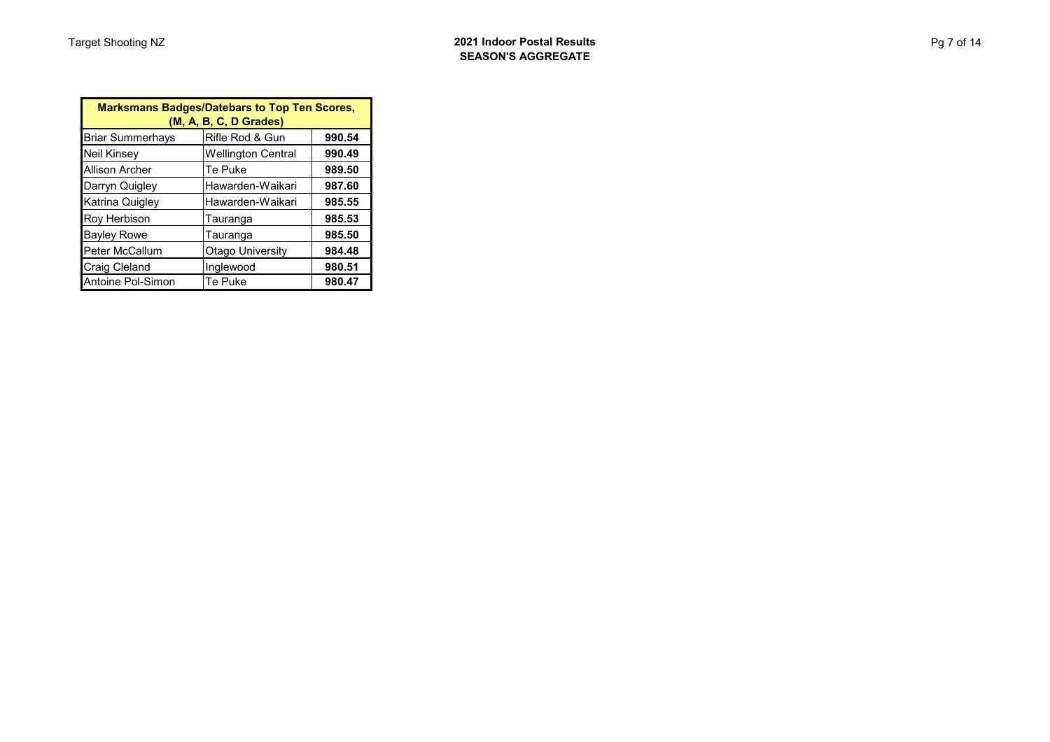| Marksmans Badges/Datebars to Top Ten Scores, (M, A, B, C, D Grades) | | |
|---|---|---|
| Briar Summerhays | Rifle Rod & Gun | **990.54** |
| Neil Kinsey | Wellington Central | **990.49** |
| Allison Archer | Te Puke | **989.50** |
| Darryn Quigley | Hawarden-Waikari | **987.60** |
| Katrina Quigley | Hawarden-Waikari | **985.55** |
| Roy Herbison | Tauranga | **985.53** |
| Bayley Rowe | Tauranga | **985.50** |
| Peter McCallum | Otago University | **984.48** |
| Craig Cleland | Inglewood | **980.51** |
| Antoine Pol-Simon | Te Puke | **980.47** |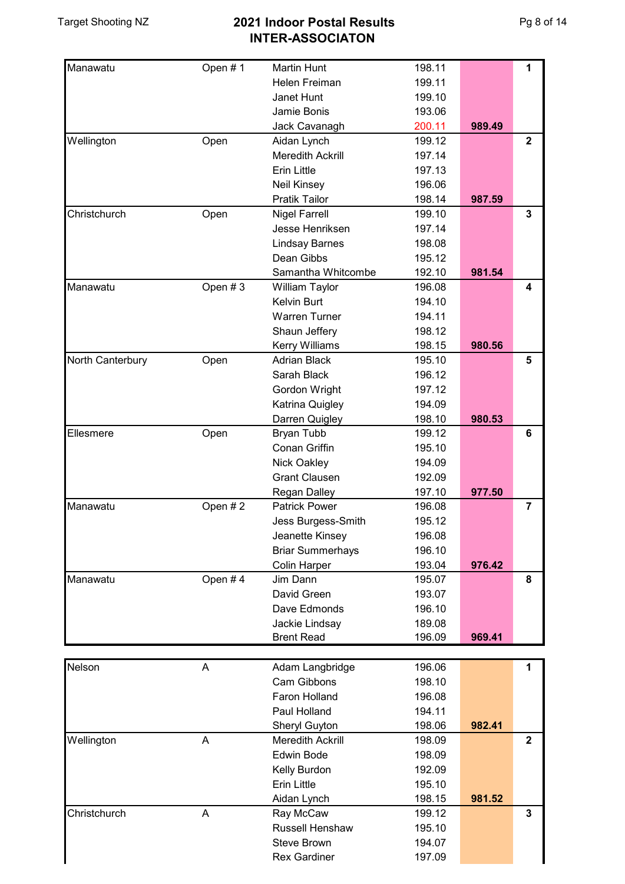# 2021 Indoor Postal Results

## INTER-ASSOCIATON

| Association | Team | Shooter | Score | Total | Place |
|---|---|---|---|---|---|
| Manawatu | Open # 1 | Martin Hunt | 198.11 | | 1 |
| | | Helen Freiman | 199.11 | | |
| | | Janet Hunt | 199.10 | | |
| | | Jamie Bonis | 193.06 | | |
| | | Jack Cavanagh | 200.11 | **989.49** | |
| Wellington | Open | Aidan Lynch | 199.12 | | 2 |
| | | Meredith Ackrill | 197.14 | | |
| | | Erin Little | 197.13 | | |
| | | Neil Kinsey | 196.06 | | |
| | | Pratik Tailor | 198.14 | **987.59** | |
| Christchurch | Open | Nigel Farrell | 199.10 | | 3 |
| | | Jesse Henriksen | 197.14 | | |
| | | Lindsay Barnes | 198.08 | | |
| | | Dean Gibbs | 195.12 | | |
| | | Samantha Whitcombe | 192.10 | **981.54** | |
| Manawatu | Open # 3 | William Taylor | 196.08 | | 4 |
| | | Kelvin Burt | 194.10 | | |
| | | Warren Turner | 194.11 | | |
| | | Shaun Jeffery | 198.12 | | |
| | | Kerry Williams | 198.15 | **980.56** | |
| North Canterbury | Open | Adrian Black | 195.10 | | 5 |
| | | Sarah Black | 196.12 | | |
| | | Gordon Wright | 197.12 | | |
| | | Katrina Quigley | 194.09 | | |
| | | Darren Quigley | 198.10 | **980.53** | |
| Ellesmere | Open | Bryan Tubb | 199.12 | | 6 |
| | | Conan Griffin | 195.10 | | |
| | | Nick Oakley | 194.09 | | |
| | | Grant Clausen | 192.09 | | |
| | | Regan Dalley | 197.10 | **977.50** | |
| Manawatu | Open # 2 | Patrick Power | 196.08 | | 7 |
| | | Jess Burgess-Smith | 195.12 | | |
| | | Jeanette Kinsey | 196.08 | | |
| | | Briar Summerhays | 196.10 | | |
| | | Colin Harper | 193.04 | **976.42** | |
| Manawatu | Open # 4 | Jim Dann | 195.07 | | 8 |
| | | David Green | 193.07 | | |
| | | Dave Edmonds | 196.10 | | |
| | | Jackie Lindsay | 189.08 | | |
| | | Brent Read | 196.09 | **969.41** | |

| Association | Team | Shooter | Score | Total | Place |
|---|---|---|---|---|---|
| Nelson | A | Adam Langbridge | 196.06 | | 1 |
| | | Cam Gibbons | 198.10 | | |
| | | Faron Holland | 196.08 | | |
| | | Paul Holland | 194.11 | | |
| | | Sheryl Guyton | 198.06 | **982.41** | |
| Wellington | A | Meredith Ackrill | 198.09 | | 2 |
| | | Edwin Bode | 198.09 | | |
| | | Kelly Burdon | 192.09 | | |
| | | Erin Little | 195.10 | | |
| | | Aidan Lynch | 198.15 | **981.52** | |
| Christchurch | A | Ray McCaw | 199.12 | | 3 |
| | | Russell Henshaw | 195.10 | | |
| | | Steve Brown | 194.07 | | |
| | | Rex Gardiner | 197.09 | | |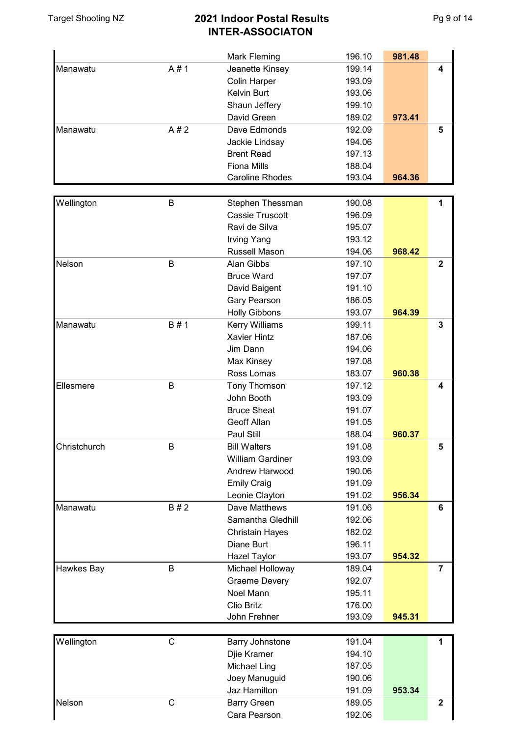# 2021 Indoor Postal Results
## INTER-ASSOCIATON

| Association | Grade | Name | Score | Total | Place |
|---|---|---|---|---|---|
| | | Mark Fleming | 196.10 | 981.48 | |
| Manawatu | A # 1 | Jeanette Kinsey | 199.14 | | 4 |
| | | Colin Harper | 193.09 | | |
| | | Kelvin Burt | 193.06 | | |
| | | Shaun Jeffery | 199.10 | | |
| | | David Green | 189.02 | 973.41 | |
| Manawatu | A # 2 | Dave Edmonds | 192.09 | | 5 |
| | | Jackie Lindsay | 194.06 | | |
| | | Brent Read | 197.13 | | |
| | | Fiona Mills | 188.04 | | |
| | | Caroline Rhodes | 193.04 | 964.36 | |

| Association | Grade | Name | Score | Total | Place |
|---|---|---|---|---|---|
| Wellington | B | Stephen Thessman | 190.08 | | 1 |
| | | Cassie Truscott | 196.09 | | |
| | | Ravi de Silva | 195.07 | | |
| | | Irving Yang | 193.12 | | |
| | | Russell Mason | 194.06 | 968.42 | |
| Nelson | B | Alan Gibbs | 197.10 | | 2 |
| | | Bruce Ward | 197.07 | | |
| | | David Baigent | 191.10 | | |
| | | Gary Pearson | 186.05 | | |
| | | Holly Gibbons | 193.07 | 964.39 | |
| Manawatu | B # 1 | Kerry Williams | 199.11 | | 3 |
| | | Xavier Hintz | 187.06 | | |
| | | Jim Dann | 194.06 | | |
| | | Max Kinsey | 197.08 | | |
| | | Ross Lomas | 183.07 | 960.38 | |
| Ellesmere | B | Tony Thomson | 197.12 | | 4 |
| | | John Booth | 193.09 | | |
| | | Bruce Sheat | 191.07 | | |
| | | Geoff Allan | 191.05 | | |
| | | Paul Still | 188.04 | 960.37 | |
| Christchurch | B | Bill Walters | 191.08 | | 5 |
| | | William Gardiner | 193.09 | | |
| | | Andrew Harwood | 190.06 | | |
| | | Emily Craig | 191.09 | | |
| | | Leonie Clayton | 191.02 | 956.34 | |
| Manawatu | B # 2 | Dave Matthews | 191.06 | | 6 |
| | | Samantha Gledhill | 192.06 | | |
| | | Christain Hayes | 182.02 | | |
| | | Diane Burt | 196.11 | | |
| | | Hazel Taylor | 193.07 | 954.32 | |
| Hawkes Bay | B | Michael Holloway | 189.04 | | 7 |
| | | Graeme Devery | 192.07 | | |
| | | Noel Mann | 195.11 | | |
| | | Clio Britz | 176.00 | | |
| | | John Frehner | 193.09 | 945.31 | |

| Association | Grade | Name | Score | Total | Place |
|---|---|---|---|---|---|
| Wellington | C | Barry Johnstone | 191.04 | | 1 |
| | | Djie Kramer | 194.10 | | |
| | | Michael Ling | 187.05 | | |
| | | Joey Manuguid | 190.06 | | |
| | | Jaz Hamilton | 191.09 | 953.34 | |
| Nelson | C | Barry Green | 189.05 | | 2 |
| | | Cara Pearson | 192.06 | | |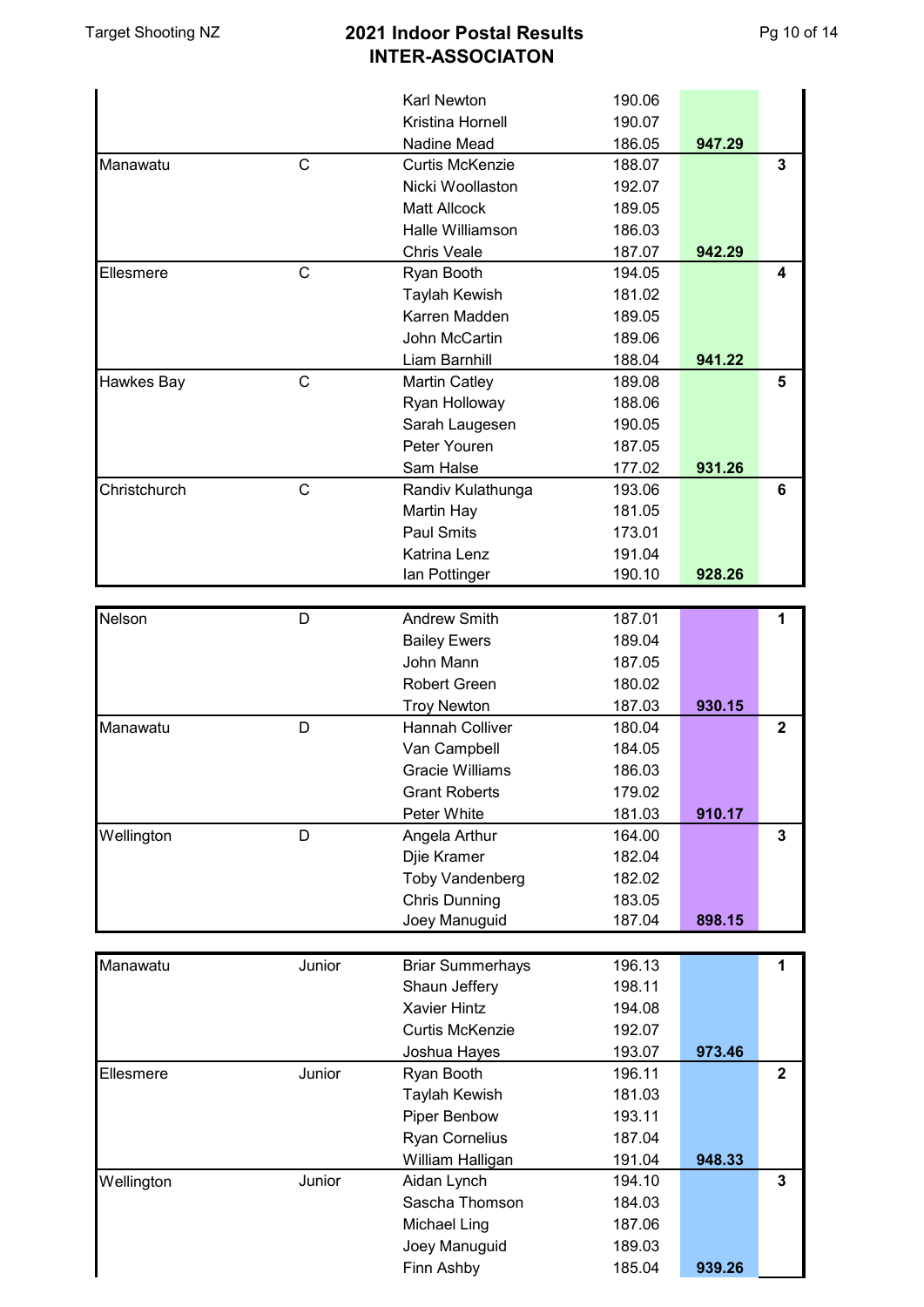# 2021 Indoor Postal Results

## INTER-ASSOCIATON

| Association | Grade | Shooter | Score | Total | Place |
|---|---|---|---|---|---|
| | | Karl Newton | 190.06 | | |
| | | Kristina Hornell | 190.07 | | |
| | | Nadine Mead | 186.05 | **947.29** | |
| Manawatu | C | Curtis McKenzie | 188.07 | | 3 |
| | | Nicki Woollaston | 192.07 | | |
| | | Matt Allcock | 189.05 | | |
| | | Halle Williamson | 186.03 | | |
| | | Chris Veale | 187.07 | **942.29** | |
| Ellesmere | C | Ryan Booth | 194.05 | | 4 |
| | | Taylah Kewish | 181.02 | | |
| | | Karren Madden | 189.05 | | |
| | | John McCartin | 189.06 | | |
| | | Liam Barnhill | 188.04 | **941.22** | |
| Hawkes Bay | C | Martin Catley | 189.08 | | 5 |
| | | Ryan Holloway | 188.06 | | |
| | | Sarah Laugesen | 190.05 | | |
| | | Peter Youren | 187.05 | | |
| | | Sam Halse | 177.02 | **931.26** | |
| Christchurch | C | Randiv Kulathunga | 193.06 | | 6 |
| | | Martin Hay | 181.05 | | |
| | | Paul Smits | 173.01 | | |
| | | Katrina Lenz | 191.04 | | |
| | | Ian Pottinger | 190.10 | **928.26** | |

| Association | Grade | Shooter | Score | Total | Place |
|---|---|---|---|---|---|
| Nelson | D | Andrew Smith | 187.01 | | 1 |
| | | Bailey Ewers | 189.04 | | |
| | | John Mann | 187.05 | | |
| | | Robert Green | 180.02 | | |
| | | Troy Newton | 187.03 | **930.15** | |
| Manawatu | D | Hannah Colliver | 180.04 | | 2 |
| | | Van Campbell | 184.05 | | |
| | | Gracie Williams | 186.03 | | |
| | | Grant Roberts | 179.02 | | |
| | | Peter White | 181.03 | **910.17** | |
| Wellington | D | Angela Arthur | 164.00 | | 3 |
| | | Djie Kramer | 182.04 | | |
| | | Toby Vandenberg | 182.02 | | |
| | | Chris Dunning | 183.05 | | |
| | | Joey Manuguid | 187.04 | **898.15** | |

| Association | Grade | Shooter | Score | Total | Place |
|---|---|---|---|---|---|
| Manawatu | Junior | Briar Summerhays | 196.13 | | 1 |
| | | Shaun Jeffery | 198.11 | | |
| | | Xavier Hintz | 194.08 | | |
| | | Curtis McKenzie | 192.07 | | |
| | | Joshua Hayes | 193.07 | **973.46** | |
| Ellesmere | Junior | Ryan Booth | 196.11 | | 2 |
| | | Taylah Kewish | 181.03 | | |
| | | Piper Benbow | 193.11 | | |
| | | Ryan Cornelius | 187.04 | | |
| | | William Halligan | 191.04 | **948.33** | |
| Wellington | Junior | Aidan Lynch | 194.10 | | 3 |
| | | Sascha Thomson | 184.03 | | |
| | | Michael Ling | 187.06 | | |
| | | Joey Manuguid | 189.03 | | |
| | | Finn Ashby | 185.04 | **939.26** | |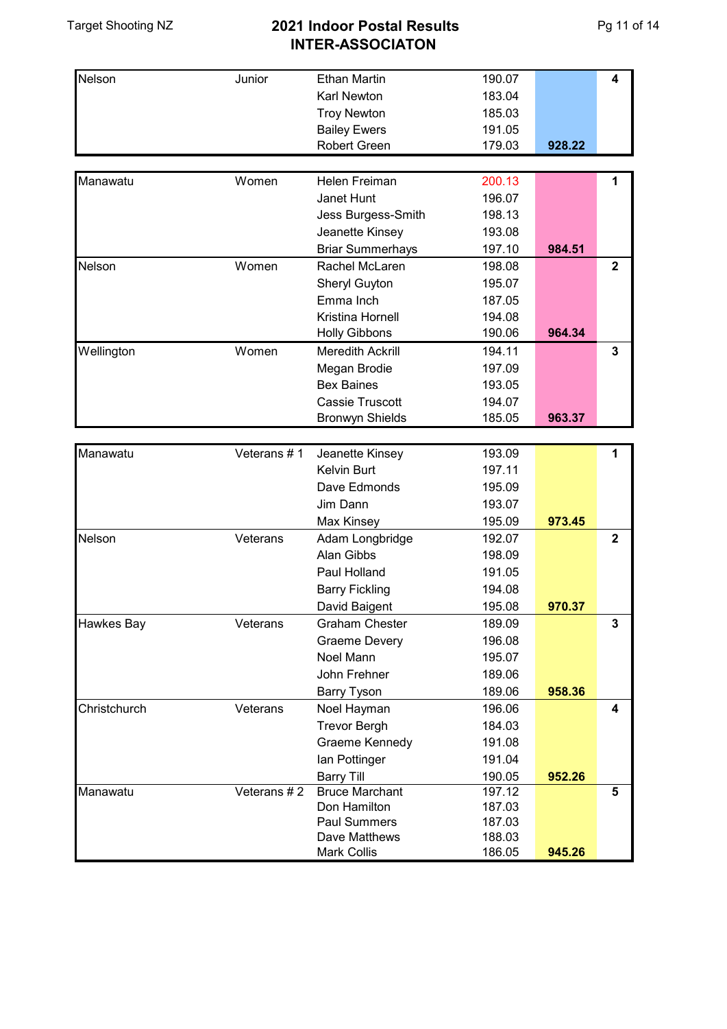# 2021 Indoor Postal Results
## INTER-ASSOCIATON

| Association | Category | Name | Score | Total | Place |
|---|---|---|---|---|---|
| Nelson | Junior | Ethan Martin | 190.07 | | 4 |
| | | Karl Newton | 183.04 | | |
| | | Troy Newton | 185.03 | | |
| | | Bailey Ewers | 191.05 | | |
| | | Robert Green | 179.03 | **928.22** | |

| Association | Category | Name | Score | Total | Place |
|---|---|---|---|---|---|
| Manawatu | Women | Helen Freiman | 200.13 | | 1 |
| | | Janet Hunt | 196.07 | | |
| | | Jess Burgess-Smith | 198.13 | | |
| | | Jeanette Kinsey | 193.08 | | |
| | | Briar Summerhays | 197.10 | **984.51** | |
| Nelson | Women | Rachel McLaren | 198.08 | | 2 |
| | | Sheryl Guyton | 195.07 | | |
| | | Emma Inch | 187.05 | | |
| | | Kristina Hornell | 194.08 | | |
| | | Holly Gibbons | 190.06 | **964.34** | |
| Wellington | Women | Meredith Ackrill | 194.11 | | 3 |
| | | Megan Brodie | 197.09 | | |
| | | Bex Baines | 193.05 | | |
| | | Cassie Truscott | 194.07 | | |
| | | Bronwyn Shields | 185.05 | **963.37** | |

| Association | Category | Name | Score | Total | Place |
|---|---|---|---|---|---|
| Manawatu | Veterans # 1 | Jeanette Kinsey | 193.09 | | 1 |
| | | Kelvin Burt | 197.11 | | |
| | | Dave Edmonds | 195.09 | | |
| | | Jim Dann | 193.07 | | |
| | | Max Kinsey | 195.09 | **973.45** | |
| Nelson | Veterans | Adam Longbridge | 192.07 | | 2 |
| | | Alan Gibbs | 198.09 | | |
| | | Paul Holland | 191.05 | | |
| | | Barry Fickling | 194.08 | | |
| | | David Baigent | 195.08 | **970.37** | |
| Hawkes Bay | Veterans | Graham Chester | 189.09 | | 3 |
| | | Graeme Devery | 196.08 | | |
| | | Noel Mann | 195.07 | | |
| | | John Frehner | 189.06 | | |
| | | Barry Tyson | 189.06 | **958.36** | |
| Christchurch | Veterans | Noel Hayman | 196.06 | | 4 |
| | | Trevor Bergh | 184.03 | | |
| | | Graeme Kennedy | 191.08 | | |
| | | Ian Pottinger | 191.04 | | |
| | | Barry Till | 190.05 | **952.26** | |
| Manawatu | Veterans # 2 | Bruce Marchant | 197.12 | | 5 |
| | | Don Hamilton | 187.03 | | |
| | | Paul Summers | 187.03 | | |
| | | Dave Matthews | 188.03 | | |
| | | Mark Collis | 186.05 | **945.26** | |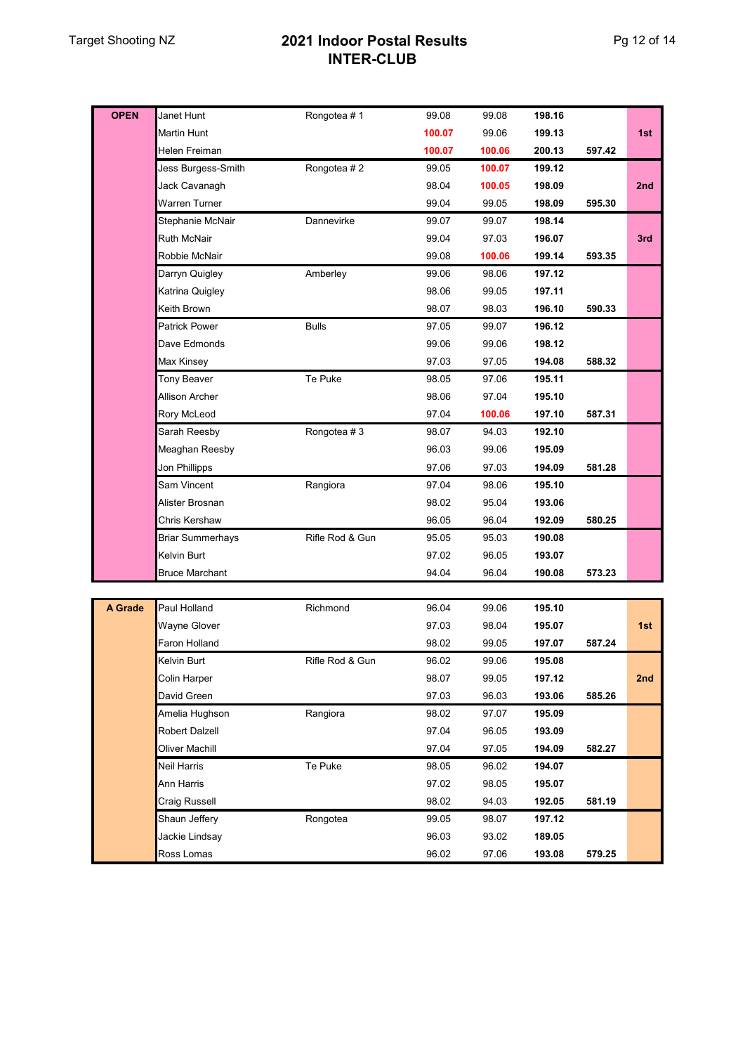# 2021 Indoor Postal Results
## INTER-CLUB

| Grade | Name | Club | Score 1 | Score 2 | Total | Team Total | Place |
|---|---|---|---|---|---|---|---|
| **OPEN** | Janet Hunt | Rongotea # 1 | 99.08 | 99.08 | **198.16** | | |
| | Martin Hunt | | **100.07** | 99.06 | **199.13** | | **1st** |
| | Helen Freiman | | **100.07** | **100.06** | **200.13** | **597.42** | |
| | Jess Burgess-Smith | Rongotea # 2 | 99.05 | **100.07** | **199.12** | | |
| | Jack Cavanagh | | 98.04 | **100.05** | **198.09** | | **2nd** |
| | Warren Turner | | 99.04 | 99.05 | **198.09** | **595.30** | |
| | Stephanie McNair | Dannevirke | 99.07 | 99.07 | **198.14** | | |
| | Ruth McNair | | 99.04 | 97.03 | **196.07** | | **3rd** |
| | Robbie McNair | | 99.08 | **100.06** | **199.14** | **593.35** | |
| | Darryn Quigley | Amberley | 99.06 | 98.06 | **197.12** | | |
| | Katrina Quigley | | 98.06 | 99.05 | **197.11** | | |
| | Keith Brown | | 98.07 | 98.03 | **196.10** | **590.33** | |
| | Patrick Power | Bulls | 97.05 | 99.07 | **196.12** | | |
| | Dave Edmonds | | 99.06 | 99.06 | **198.12** | | |
| | Max Kinsey | | 97.03 | 97.05 | **194.08** | **588.32** | |
| | Tony Beaver | Te Puke | 98.05 | 97.06 | **195.11** | | |
| | Allison Archer | | 98.06 | 97.04 | **195.10** | | |
| | Rory McLeod | | 97.04 | **100.06** | **197.10** | **587.31** | |
| | Sarah Reesby | Rongotea # 3 | 98.07 | 94.03 | **192.10** | | |
| | Meaghan Reesby | | 96.03 | 99.06 | **195.09** | | |
| | Jon Phillipps | | 97.06 | 97.03 | **194.09** | **581.28** | |
| | Sam Vincent | Rangiora | 97.04 | 98.06 | **195.10** | | |
| | Alister Brosnan | | 98.02 | 95.04 | **193.06** | | |
| | Chris Kershaw | | 96.05 | 96.04 | **192.09** | **580.25** | |
| | Briar Summerhays | Rifle Rod & Gun | 95.05 | 95.03 | **190.08** | | |
| | Kelvin Burt | | 97.02 | 96.05 | **193.07** | | |
| | Bruce Marchant | | 94.04 | 96.04 | **190.08** | **573.23** | |

| Grade | Name | Club | Score 1 | Score 2 | Total | Team Total | Place |
|---|---|---|---|---|---|---|---|
| **A Grade** | Paul Holland | Richmond | 96.04 | 99.06 | **195.10** | | |
| | Wayne Glover | | 97.03 | 98.04 | **195.07** | | **1st** |
| | Faron Holland | | 98.02 | 99.05 | **197.07** | **587.24** | |
| | Kelvin Burt | Rifle Rod & Gun | 96.02 | 99.06 | **195.08** | | |
| | Colin Harper | | 98.07 | 99.05 | **197.12** | | **2nd** |
| | David Green | | 97.03 | 96.03 | **193.06** | **585.26** | |
| | Amelia Hughson | Rangiora | 98.02 | 97.07 | **195.09** | | |
| | Robert Dalzell | | 97.04 | 96.05 | **193.09** | | |
| | Oliver Machill | | 97.04 | 97.05 | **194.09** | **582.27** | |
| | Neil Harris | Te Puke | 98.05 | 96.02 | **194.07** | | |
| | Ann Harris | | 97.02 | 98.05 | **195.07** | | |
| | Craig Russell | | 98.02 | 94.03 | **192.05** | **581.19** | |
| | Shaun Jeffery | Rongotea | 99.05 | 98.07 | **197.12** | | |
| | Jackie Lindsay | | 96.03 | 93.02 | **189.05** | | |
| | Ross Lomas | | 96.02 | 97.06 | **193.08** | **579.25** | |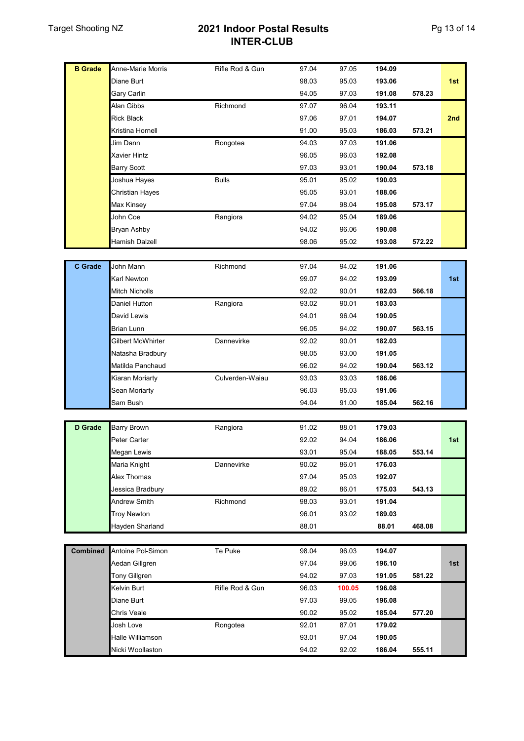# 2021 Indoor Postal Results
## INTER-CLUB

| Grade | Name | Club | Score 1 | Score 2 | Total | Team Total | Place |
|---|---|---|---|---|---|---|---|
| **B Grade** | Anne-Marie Morris | Rifle Rod & Gun | 97.04 | 97.05 | **194.09** | | |
| | Diane Burt | | 98.03 | 95.03 | **193.06** | | **1st** |
| | Gary Carlin | | 94.05 | 97.03 | **191.08** | **578.23** | |
| | Alan Gibbs | Richmond | 97.07 | 96.04 | **193.11** | | |
| | Rick Black | | 97.06 | 97.01 | **194.07** | | **2nd** |
| | Kristina Hornell | | 91.00 | 95.03 | **186.03** | **573.21** | |
| | Jim Dann | Rongotea | 94.03 | 97.03 | **191.06** | | |
| | Xavier Hintz | | 96.05 | 96.03 | **192.08** | | |
| | Barry Scott | | 97.03 | 93.01 | **190.04** | **573.18** | |
| | Joshua Hayes | Bulls | 95.01 | 95.02 | **190.03** | | |
| | Christian Hayes | | 95.05 | 93.01 | **188.06** | | |
| | Max Kinsey | | 97.04 | 98.04 | **195.08** | **573.17** | |
| | John Coe | Rangiora | 94.02 | 95.04 | **189.06** | | |
| | Bryan Ashby | | 94.02 | 96.06 | **190.08** | | |
| | Hamish Dalzell | | 98.06 | 95.02 | **193.08** | **572.22** | |

| Grade | Name | Club | Score 1 | Score 2 | Total | Team Total | Place |
|---|---|---|---|---|---|---|---|
| **C Grade** | John Mann | Richmond | 97.04 | 94.02 | **191.06** | | |
| | Karl Newton | | 99.07 | 94.02 | **193.09** | | **1st** |
| | Mitch Nicholls | | 92.02 | 90.01 | **182.03** | **566.18** | |
| | Daniel Hutton | Rangiora | 93.02 | 90.01 | **183.03** | | |
| | David Lewis | | 94.01 | 96.04 | **190.05** | | |
| | Brian Lunn | | 96.05 | 94.02 | **190.07** | **563.15** | |
| | Gilbert McWhirter | Dannevirke | 92.02 | 90.01 | **182.03** | | |
| | Natasha Bradbury | | 98.05 | 93.00 | **191.05** | | |
| | Matilda Panchaud | | 96.02 | 94.02 | **190.04** | **563.12** | |
| | Kiaran Moriarty | Culverden-Waiau | 93.03 | 93.03 | **186.06** | | |
| | Sean Moriarty | | 96.03 | 95.03 | **191.06** | | |
| | Sam Bush | | 94.04 | 91.00 | **185.04** | **562.16** | |

| Grade | Name | Club | Score 1 | Score 2 | Total | Team Total | Place |
|---|---|---|---|---|---|---|---|
| **D Grade** | Barry Brown | Rangiora | 91.02 | 88.01 | **179.03** | | |
| | Peter Carter | | 92.02 | 94.04 | **186.06** | | **1st** |
| | Megan Lewis | | 93.01 | 95.04 | **188.05** | **553.14** | |
| | Maria Knight | Dannevirke | 90.02 | 86.01 | **176.03** | | |
| | Alex Thomas | | 97.04 | 95.03 | **192.07** | | |
| | Jessica Bradbury | | 89.02 | 86.01 | **175.03** | **543.13** | |
| | Andrew Smith | Richmond | 98.03 | 93.01 | **191.04** | | |
| | Troy Newton | | 96.01 | 93.02 | **189.03** | | |
| | Hayden Sharland | | 88.01 | | **88.01** | **468.08** | |

| Grade | Name | Club | Score 1 | Score 2 | Total | Team Total | Place |
|---|---|---|---|---|---|---|---|
| **Combined** | Antoine Pol-Simon | Te Puke | 98.04 | 96.03 | **194.07** | | |
| | Aedan Gillgren | | 97.04 | 99.06 | **196.10** | | **1st** |
| | Tony Gillgren | | 94.02 | 97.03 | **191.05** | **581.22** | |
| | Kelvin Burt | Rifle Rod & Gun | 96.03 | **100.05** | **196.08** | | |
| | Diane Burt | | 97.03 | 99.05 | **196.08** | | |
| | Chris Veale | | 90.02 | 95.02 | **185.04** | **577.20** | |
| | Josh Love | Rongotea | 92.01 | 87.01 | **179.02** | | |
| | Halle Williamson | | 93.01 | 97.04 | **190.05** | | |
| | Nicki Woollaston | | 94.02 | 92.02 | **186.04** | **555.11** | |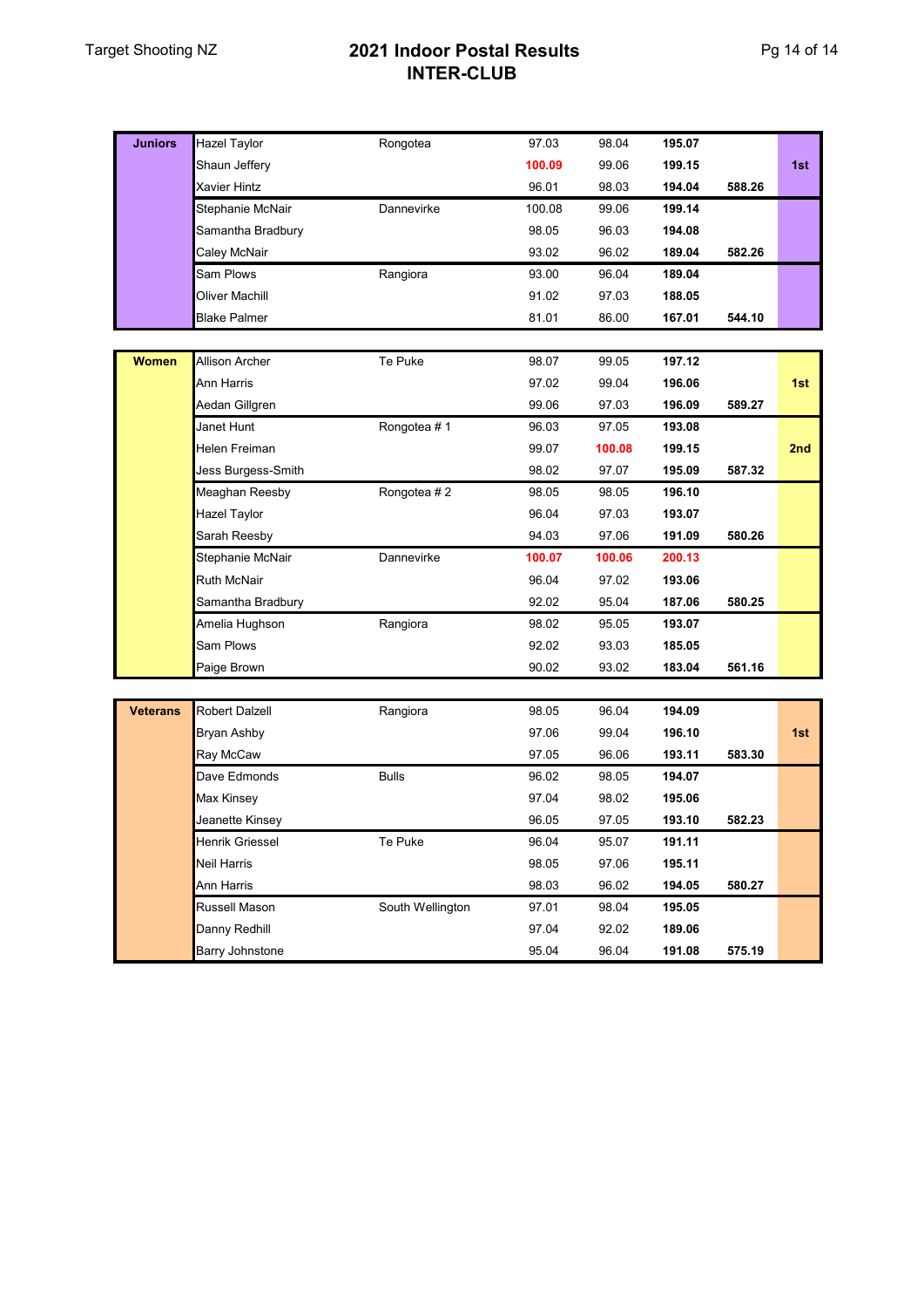# 2021 Indoor Postal Results
## INTER-CLUB

| | | | | | | | |
|---|---|---|---|---|---|---|---|
| **Juniors** | Hazel Taylor | Rongotea | 97.03 | 98.04 | **195.07** | | |
| | Shaun Jeffery | | **100.09** | 99.06 | **199.15** | | **1st** |
| | Xavier Hintz | | 96.01 | 98.03 | **194.04** | **588.26** | |
| | Stephanie McNair | Dannevirke | 100.08 | 99.06 | **199.14** | | |
| | Samantha Bradbury | | 98.05 | 96.03 | **194.08** | | |
| | Caley McNair | | 93.02 | 96.02 | **189.04** | **582.26** | |
| | Sam Plows | Rangiora | 93.00 | 96.04 | **189.04** | | |
| | Oliver Machill | | 91.02 | 97.03 | **188.05** | | |
| | Blake Palmer | | 81.01 | 86.00 | **167.01** | **544.10** | |

| | | | | | | | |
|---|---|---|---|---|---|---|---|
| **Women** | Allison Archer | Te Puke | 98.07 | 99.05 | **197.12** | | |
| | Ann Harris | | 97.02 | 99.04 | **196.06** | | **1st** |
| | Aedan Gillgren | | 99.06 | 97.03 | **196.09** | **589.27** | |
| | Janet Hunt | Rongotea # 1 | 96.03 | 97.05 | **193.08** | | |
| | Helen Freiman | | 99.07 | **100.08** | **199.15** | | **2nd** |
| | Jess Burgess-Smith | | 98.02 | 97.07 | **195.09** | **587.32** | |
| | Meaghan Reesby | Rongotea # 2 | 98.05 | 98.05 | **196.10** | | |
| | Hazel Taylor | | 96.04 | 97.03 | **193.07** | | |
| | Sarah Reesby | | 94.03 | 97.06 | **191.09** | **580.26** | |
| | Stephanie McNair | Dannevirke | **100.07** | **100.06** | **200.13** | | |
| | Ruth McNair | | 96.04 | 97.02 | **193.06** | | |
| | Samantha Bradbury | | 92.02 | 95.04 | **187.06** | **580.25** | |
| | Amelia Hughson | Rangiora | 98.02 | 95.05 | **193.07** | | |
| | Sam Plows | | 92.02 | 93.03 | **185.05** | | |
| | Paige Brown | | 90.02 | 93.02 | **183.04** | **561.16** | |

| | | | | | | | |
|---|---|---|---|---|---|---|---|
| **Veterans** | Robert Dalzell | Rangiora | 98.05 | 96.04 | **194.09** | | |
| | Bryan Ashby | | 97.06 | 99.04 | **196.10** | | **1st** |
| | Ray McCaw | | 97.05 | 96.06 | **193.11** | **583.30** | |
| | Dave Edmonds | Bulls | 96.02 | 98.05 | **194.07** | | |
| | Max Kinsey | | 97.04 | 98.02 | **195.06** | | |
| | Jeanette Kinsey | | 96.05 | 97.05 | **193.10** | **582.23** | |
| | Henrik Griessel | Te Puke | 96.04 | 95.07 | **191.11** | | |
| | Neil Harris | | 98.05 | 97.06 | **195.11** | | |
| | Ann Harris | | 98.03 | 96.02 | **194.05** | **580.27** | |
| | Russell Mason | South Wellington | 97.01 | 98.04 | **195.05** | | |
| | Danny Redhill | | 97.04 | 92.02 | **189.06** | | |
| | Barry Johnstone | | 95.04 | 96.04 | **191.08** | **575.19** | |